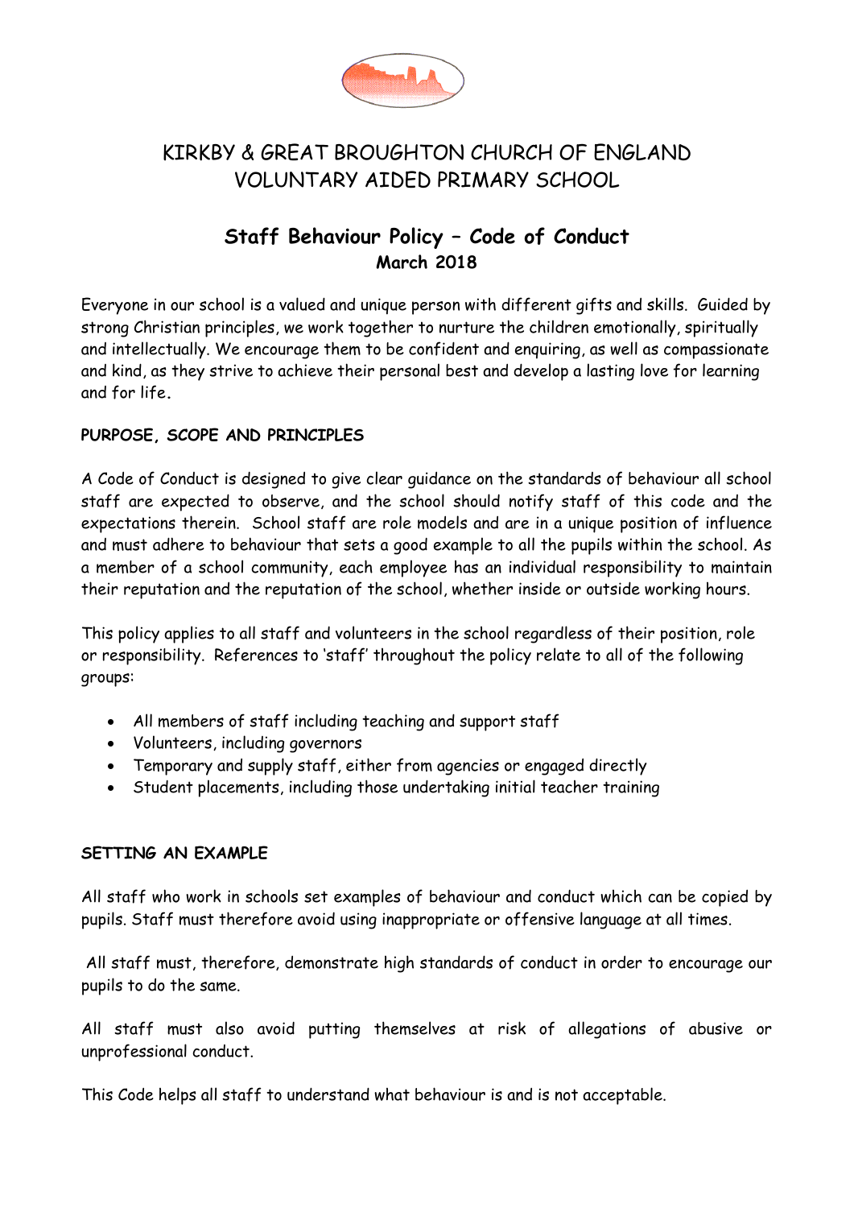# KIRKBY & GREAT BROUGHTON CHURCH OF ENGLAND VOLUNTARY AIDED PRIMARY SCHOOL

## Staff Behaviour Policy – Code of Conduct

**March 2018**

Everyone in our school is a valued and unique person with different gifts and skills. Guided by strong Christian principles, we work together to nurture the children emotionally, spiritually and intellectually. We encourage them to be confident and enquiring, as well as compassionate and kind, as they strive to achieve their personal best and develop a lasting love for learning and for life.

### PURPOSE, SCOPE AND PRINCIPLES

A Code of Conduct is designed to give clear guidance on the standards of behaviour all school staff are expected to observe, and the school should notify staff of this code and the expectations therein. School staff are role models and are in a unique position of influence and must adhere to behaviour that sets a good example to all the pupils within the school. As a member of a school community, each employee has an individual responsibility to maintain their reputation and the reputation of the school, whether inside or outside working hours.

This policy applies to all staff and volunteers in the school regardless of their position, role or responsibility. References to 'staff' throughout the policy relate to all of the following groups:

- All members of staff including teaching and support staff
- Volunteers, including governors
- Temporary and supply staff, either from agencies or engaged directly
- Student placements, including those undertaking initial teacher training

### SETTING AN EXAMPLE

All staff who work in schools set examples of behaviour and conduct which can be copied by pupils. Staff must therefore avoid using inappropriate or offensive language at all times.

All staff must, therefore, demonstrate high standards of conduct in order to encourage our pupils to do the same.

All staff must also avoid putting themselves at risk of allegations of abusive or unprofessional conduct.

This Code helps all staff to understand what behaviour is and is not acceptable.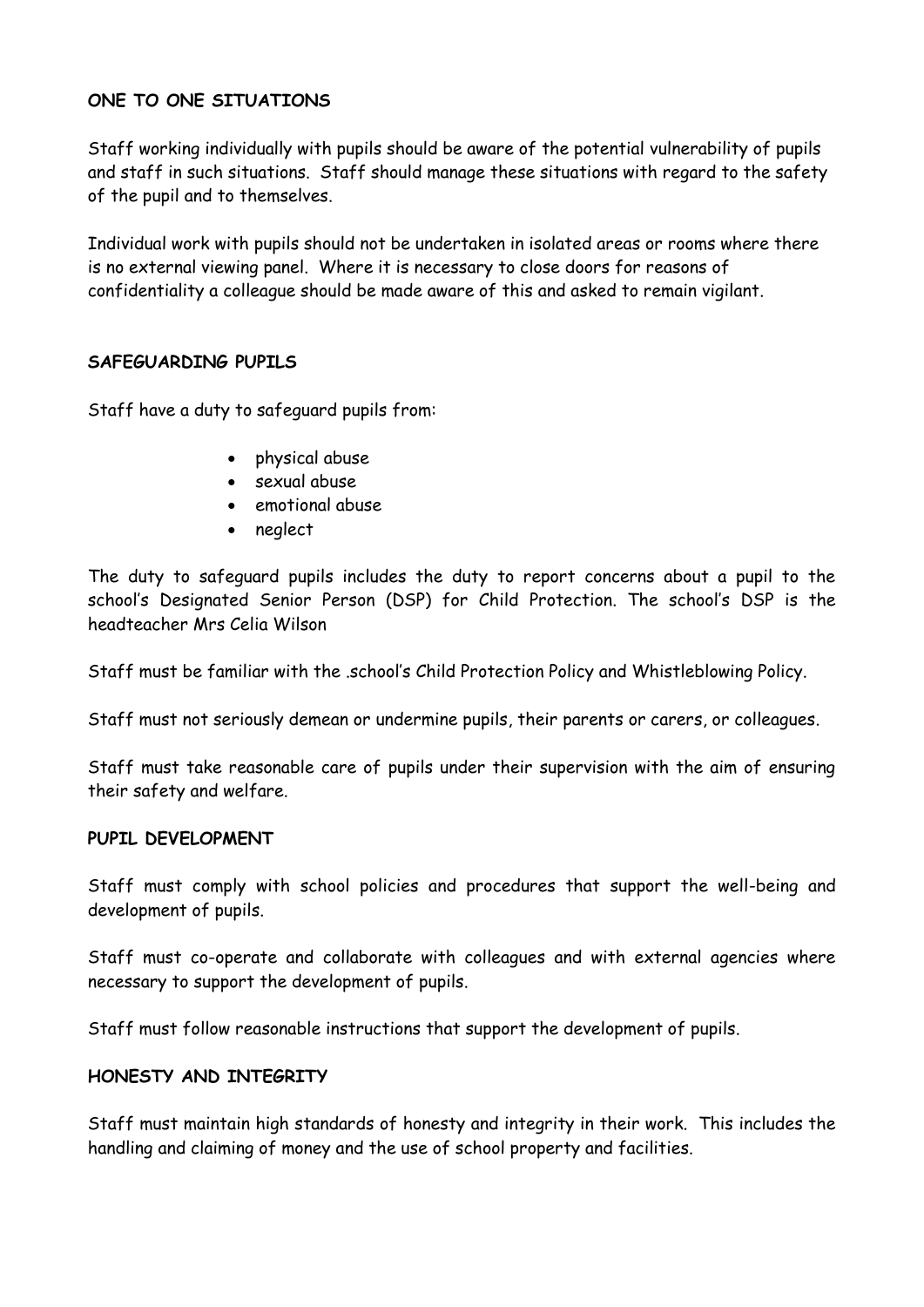## ONE TO ONE SITUATIONS

Staff working individually with pupils should be aware of the potential vulnerability of pupils and staff in such situations. Staff should manage these situations with regard to the safety of the pupil and to themselves.

Individual work with pupils should not be undertaken in isolated areas or rooms where there is no external viewing panel. Where it is necessary to close doors for reasons of confidentiality a colleague should be made aware of this and asked to remain vigilant.

## SAFEGUARDING PUPILS

Staff have a duty to safeguard pupils from:

- physical abuse
- sexual abuse
- emotional abuse
- neglect

The duty to safeguard pupils includes the duty to report concerns about a pupil to the school's Designated Senior Person (DSP) for Child Protection. The school's DSP is the headteacher Mrs Celia Wilson

Staff must be familiar with the .school's Child Protection Policy and Whistleblowing Policy.

Staff must not seriously demean or undermine pupils, their parents or carers, or colleagues.

Staff must take reasonable care of pupils under their supervision with the aim of ensuring their safety and welfare.

## PUPIL DEVELOPMENT

Staff must comply with school policies and procedures that support the well-being and development of pupils.

Staff must co-operate and collaborate with colleagues and with external agencies where necessary to support the development of pupils.

Staff must follow reasonable instructions that support the development of pupils.

## HONESTY AND INTEGRITY

Staff must maintain high standards of honesty and integrity in their work. This includes the handling and claiming of money and the use of school property and facilities.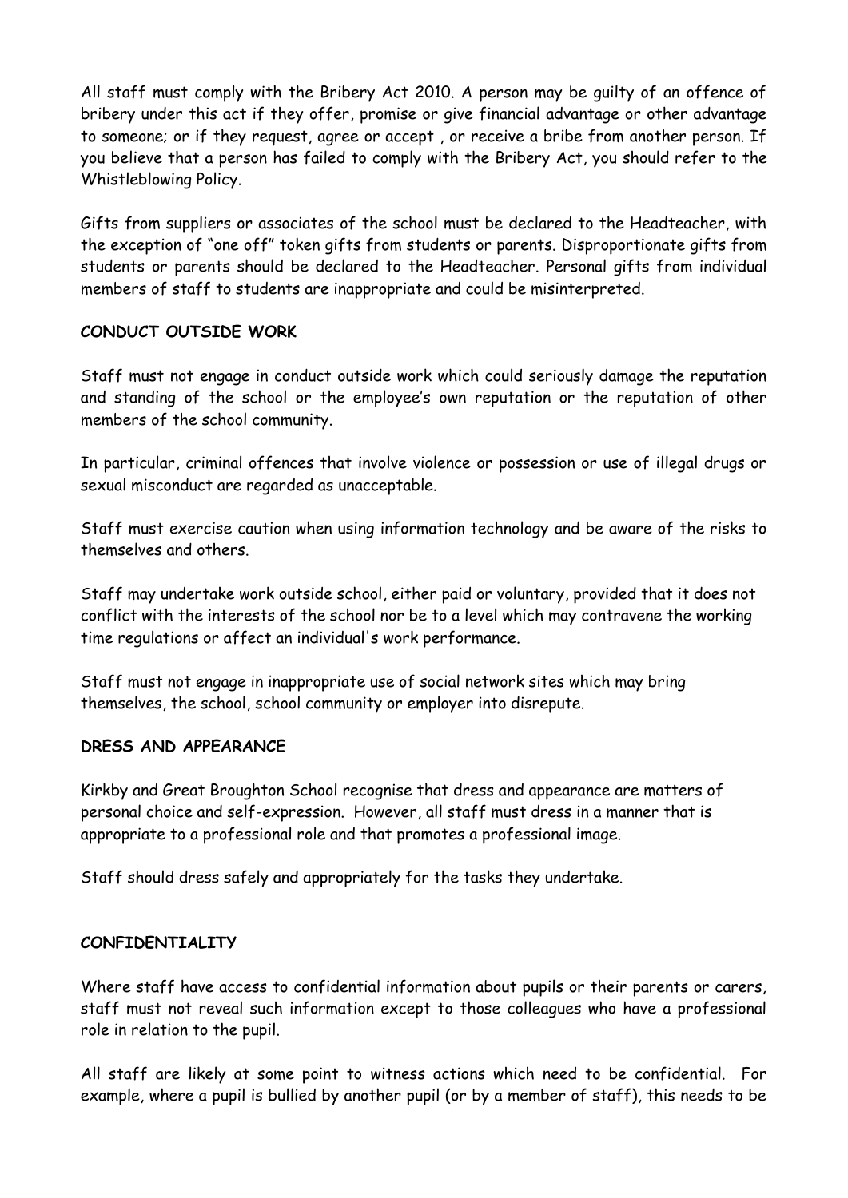All staff must comply with the Bribery Act 2010. A person may be guilty of an offence of bribery under this act if they offer, promise or give financial advantage or other advantage to someone; or if they request, agree or accept , or receive a bribe from another person. If you believe that a person has failed to comply with the Bribery Act, you should refer to the Whistleblowing Policy.

Gifts from suppliers or associates of the school must be declared to the Headteacher, with the exception of "one off" token gifts from students or parents. Disproportionate gifts from students or parents should be declared to the Headteacher. Personal gifts from individual members of staff to students are inappropriate and could be misinterpreted.

**CONDUCT OUTSIDE WORK**

Staff must not engage in conduct outside work which could seriously damage the reputation and standing of the school or the employee's own reputation or the reputation of other members of the school community.

In particular, criminal offences that involve violence or possession or use of illegal drugs or sexual misconduct are regarded as unacceptable.

Staff must exercise caution when using information technology and be aware of the risks to themselves and others.

Staff may undertake work outside school, either paid or voluntary, provided that it does not conflict with the interests of the school nor be to a level which may contravene the working time regulations or affect an individual's work performance.

Staff must not engage in inappropriate use of social network sites which may bring themselves, the school, school community or employer into disrepute.

**DRESS AND APPEARANCE**

Kirkby and Great Broughton School recognise that dress and appearance are matters of personal choice and self-expression. However, all staff must dress in a manner that is appropriate to a professional role and that promotes a professional image.

Staff should dress safely and appropriately for the tasks they undertake.

**CONFIDENTIALITY**

Where staff have access to confidential information about pupils or their parents or carers, staff must not reveal such information except to those colleagues who have a professional role in relation to the pupil.

All staff are likely at some point to witness actions which need to be confidential. For example, where a pupil is bullied by another pupil (or by a member of staff), this needs to be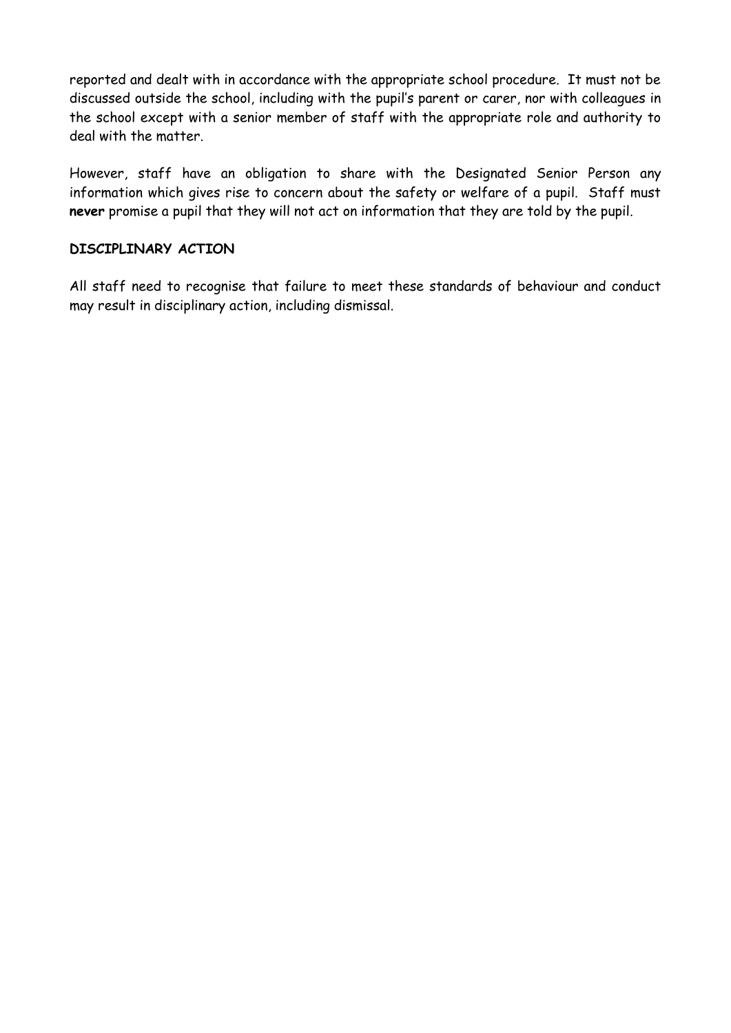reported and dealt with in accordance with the appropriate school procedure. It must not be discussed outside the school, including with the pupil's parent or carer, nor with colleagues in the school except with a senior member of staff with the appropriate role and authority to deal with the matter.

However, staff have an obligation to share with the Designated Senior Person any information which gives rise to concern about the safety or welfare of a pupil. Staff must **never** promise a pupil that they will not act on information that they are told by the pupil.

**DISCIPLINARY ACTION**

All staff need to recognise that failure to meet these standards of behaviour and conduct may result in disciplinary action, including dismissal.